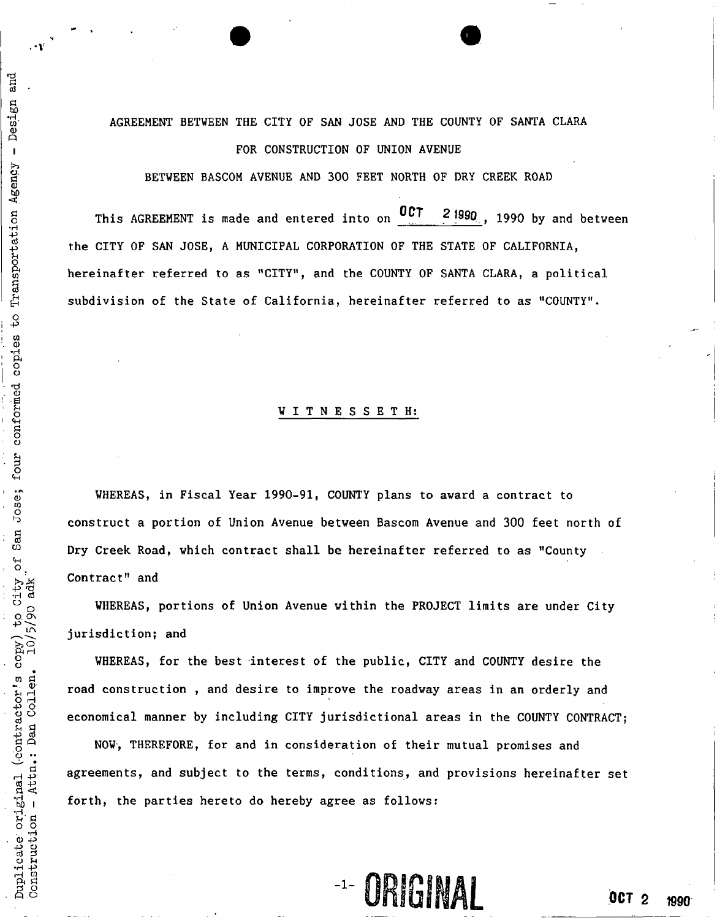Duplicate original (contractor's copy) to City of San Jose; four conformed copies to Transportation Agency - Design and Construction - Attn.: Dan Collen. 10/5/90 adk

AGREEMENT BETWEEN THE CITY OF SAN JOSE AND THE COUNTY OF SANTA CLARA
FOR CONSTRUCTION OF UNION AVENUE
BETWEEN BASCOM AVENUE AND 300 FEET NORTH OF DRY CREEK ROAD

This AGREEMENT is made and entered into on OCT 2 1990, 1990 by and between the CITY OF SAN JOSE, A MUNICIPAL CORPORATION OF THE STATE OF CALIFORNIA, hereinafter referred to as "CITY", and the COUNTY OF SANTA CLARA, a political subdivision of the State of California, hereinafter referred to as "COUNTY".

W I T N E S S E T H:

WHEREAS, in Fiscal Year 1990-91, COUNTY plans to award a contract to construct a portion of Union Avenue between Bascom Avenue and 300 feet north of Dry Creek Road, which contract shall be hereinafter referred to as "County Contract" and

WHEREAS, portions of Union Avenue within the PROJECT limits are under City jurisdiction; and

WHEREAS, for the best interest of the public, CITY and COUNTY desire the road construction , and desire to improve the roadway areas in an orderly and economical manner by including CITY jurisdictional areas in the COUNTY CONTRACT;

NOW, THEREFORE, for and in consideration of their mutual promises and agreements, and subject to the terms, conditions, and provisions hereinafter set forth, the parties hereto do hereby agree as follows:

ORIGINAL

OCT 2 1990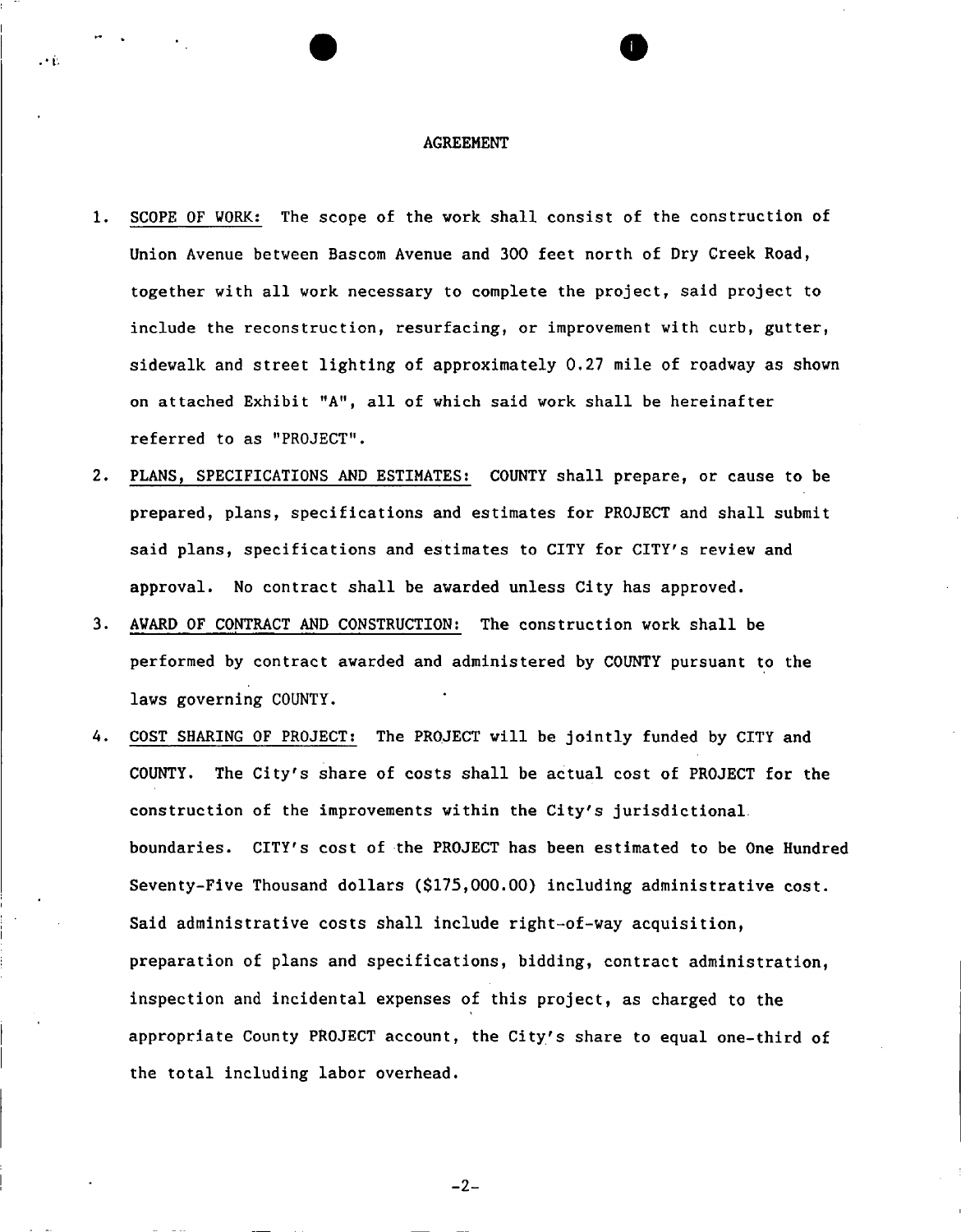# AGREEMENT

1. SCOPE OF WORK: The scope of the work shall consist of the construction of Union Avenue between Bascom Avenue and 300 feet north of Dry Creek Road, together with all work necessary to complete the project, said project to include the reconstruction, resurfacing, or improvement with curb, gutter, sidewalk and street lighting of approximately 0.27 mile of roadway as shown on attached Exhibit "A", all of which said work shall be hereinafter referred to as "PROJECT".

2. PLANS, SPECIFICATIONS AND ESTIMATES: COUNTY shall prepare, or cause to be prepared, plans, specifications and estimates for PROJECT and shall submit said plans, specifications and estimates to CITY for CITY's review and approval. No contract shall be awarded unless City has approved.

3. AWARD OF CONTRACT AND CONSTRUCTION: The construction work shall be performed by contract awarded and administered by COUNTY pursuant to the laws governing COUNTY.

4. COST SHARING OF PROJECT: The PROJECT will be jointly funded by CITY and COUNTY. The City's share of costs shall be actual cost of PROJECT for the construction of the improvements within the City's jurisdictional boundaries. CITY's cost of the PROJECT has been estimated to be One Hundred Seventy-Five Thousand dollars ($175,000.00) including administrative cost. Said administrative costs shall include right-of-way acquisition, preparation of plans and specifications, bidding, contract administration, inspection and incidental expenses of this project, as charged to the appropriate County PROJECT account, the City's share to equal one-third of the total including labor overhead.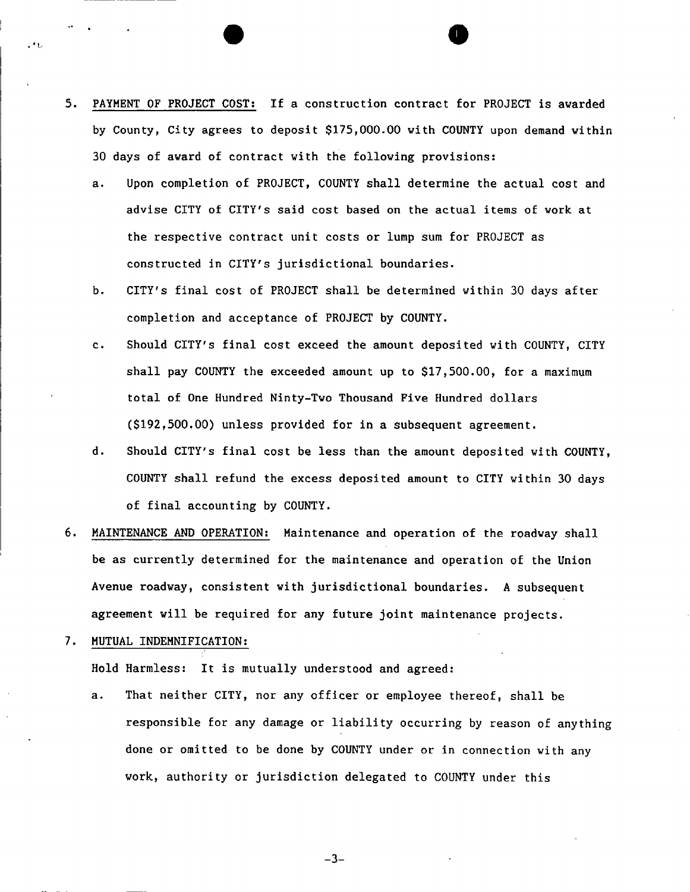5. <u>PAYMENT OF PROJECT COST:</u> If a construction contract for PROJECT is awarded by County, City agrees to deposit $175,000.00 with COUNTY upon demand within 30 days of award of contract with the following provisions:

   a. Upon completion of PROJECT, COUNTY shall determine the actual cost and advise CITY of CITY's said cost based on the actual items of work at the respective contract unit costs or lump sum for PROJECT as constructed in CITY's jurisdictional boundaries.

   b. CITY's final cost of PROJECT shall be determined within 30 days after completion and acceptance of PROJECT by COUNTY.

   c. Should CITY's final cost exceed the amount deposited with COUNTY, CITY shall pay COUNTY the exceeded amount up to $17,500.00, for a maximum total of One Hundred Ninty-Two Thousand Five Hundred dollars ($192,500.00) unless provided for in a subsequent agreement.

   d. Should CITY's final cost be less than the amount deposited with COUNTY, COUNTY shall refund the excess deposited amount to CITY within 30 days of final accounting by COUNTY.

6. <u>MAINTENANCE AND OPERATION:</u> Maintenance and operation of the roadway shall be as currently determined for the maintenance and operation of the Union Avenue roadway, consistent with jurisdictional boundaries. A subsequent agreement will be required for any future joint maintenance projects.

7. <u>MUTUAL INDEMNIFICATION:</u>

   Hold Harmless: It is mutually understood and agreed:

   a. That neither CITY, nor any officer or employee thereof, shall be responsible for any damage or liability occurring by reason of anything done or omitted to be done by COUNTY under or in connection with any work, authority or jurisdiction delegated to COUNTY under this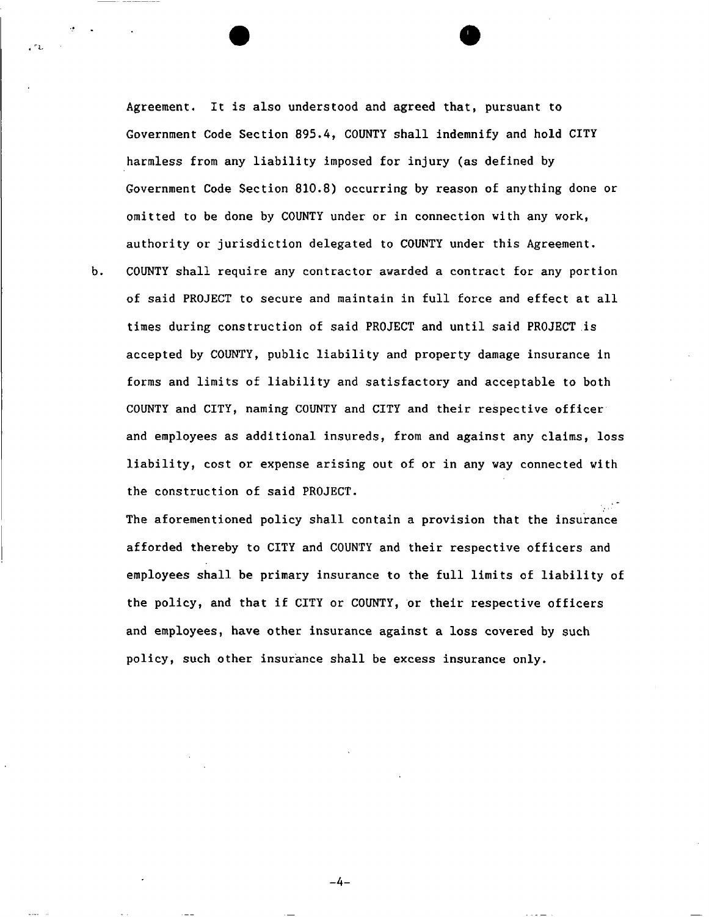Agreement. It is also understood and agreed that, pursuant to Government Code Section 895.4, COUNTY shall indemnify and hold CITY harmless from any liability imposed for injury (as defined by Government Code Section 810.8) occurring by reason of anything done or omitted to be done by COUNTY under or in connection with any work, authority or jurisdiction delegated to COUNTY under this Agreement.

b. COUNTY shall require any contractor awarded a contract for any portion of said PROJECT to secure and maintain in full force and effect at all times during construction of said PROJECT and until said PROJECT is accepted by COUNTY, public liability and property damage insurance in forms and limits of liability and satisfactory and acceptable to both COUNTY and CITY, naming COUNTY and CITY and their respective officer and employees as additional insureds, from and against any claims, loss liability, cost or expense arising out of or in any way connected with the construction of said PROJECT.

   The aforementioned policy shall contain a provision that the insurance afforded thereby to CITY and COUNTY and their respective officers and employees shall be primary insurance to the full limits of liability of the policy, and that if CITY or COUNTY, or their respective officers and employees, have other insurance against a loss covered by such policy, such other insurance shall be excess insurance only.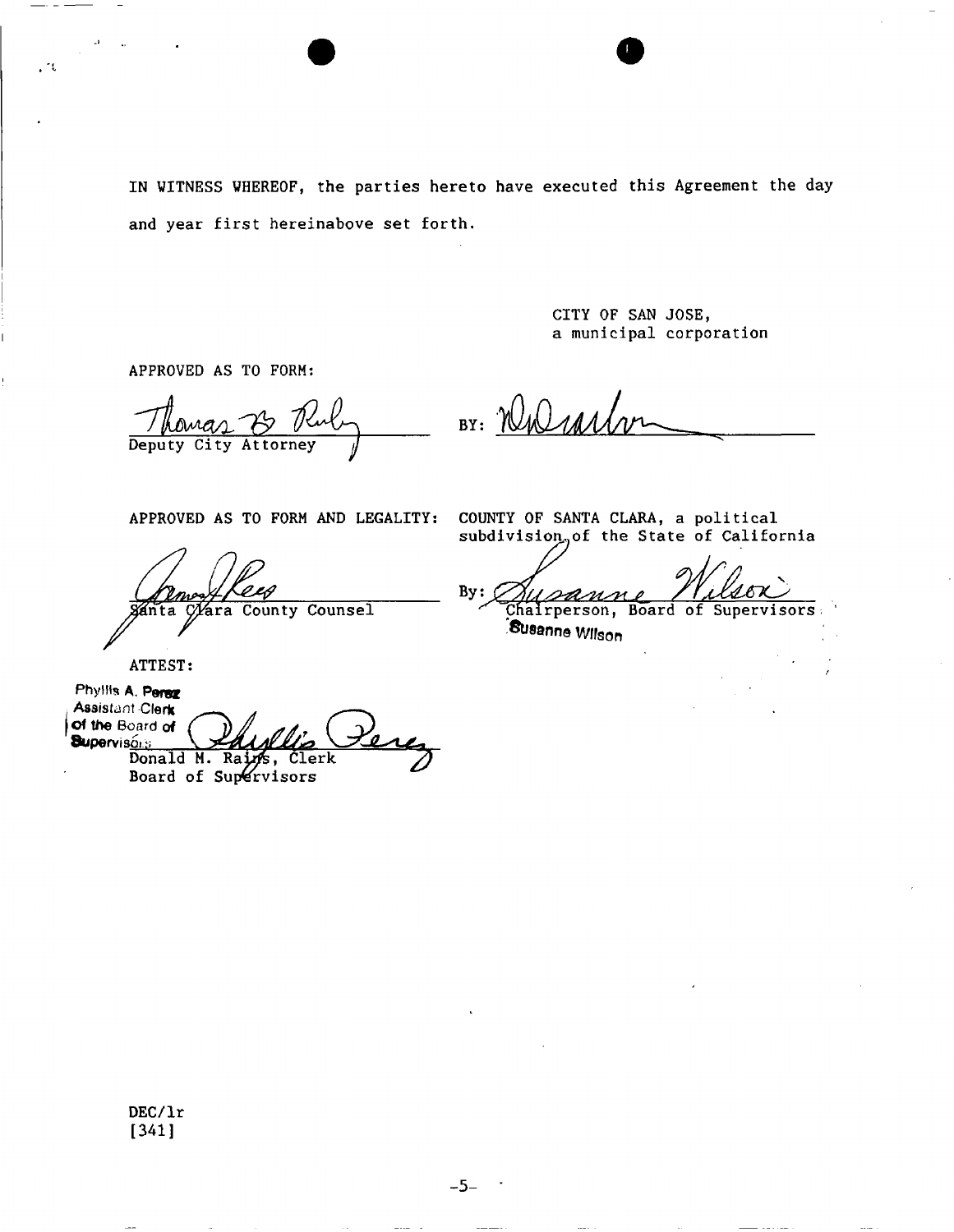IN WITNESS WHEREOF, the parties hereto have executed this Agreement the day and year first hereinabove set forth.

CITY OF SAN JOSE,
a municipal corporation

APPROVED AS TO FORM:

Thomas B. Ruby
Deputy City Attorney

BY: _______________________

APPROVED AS TO FORM AND LEGALITY:

_______________________
Santa Clara County Counsel

COUNTY OF SANTA CLARA, a political subdivision of the State of California

By: Susanne Wilson
Chairperson, Board of Supervisors
Susanne Wilson

ATTEST:

Phyllis A. Perez
Assistant Clerk
of the Board of
Supervisors

Phyllis Perez
Donald M. Rains, Clerk
Board of Supervisors

DEC/lr
[341]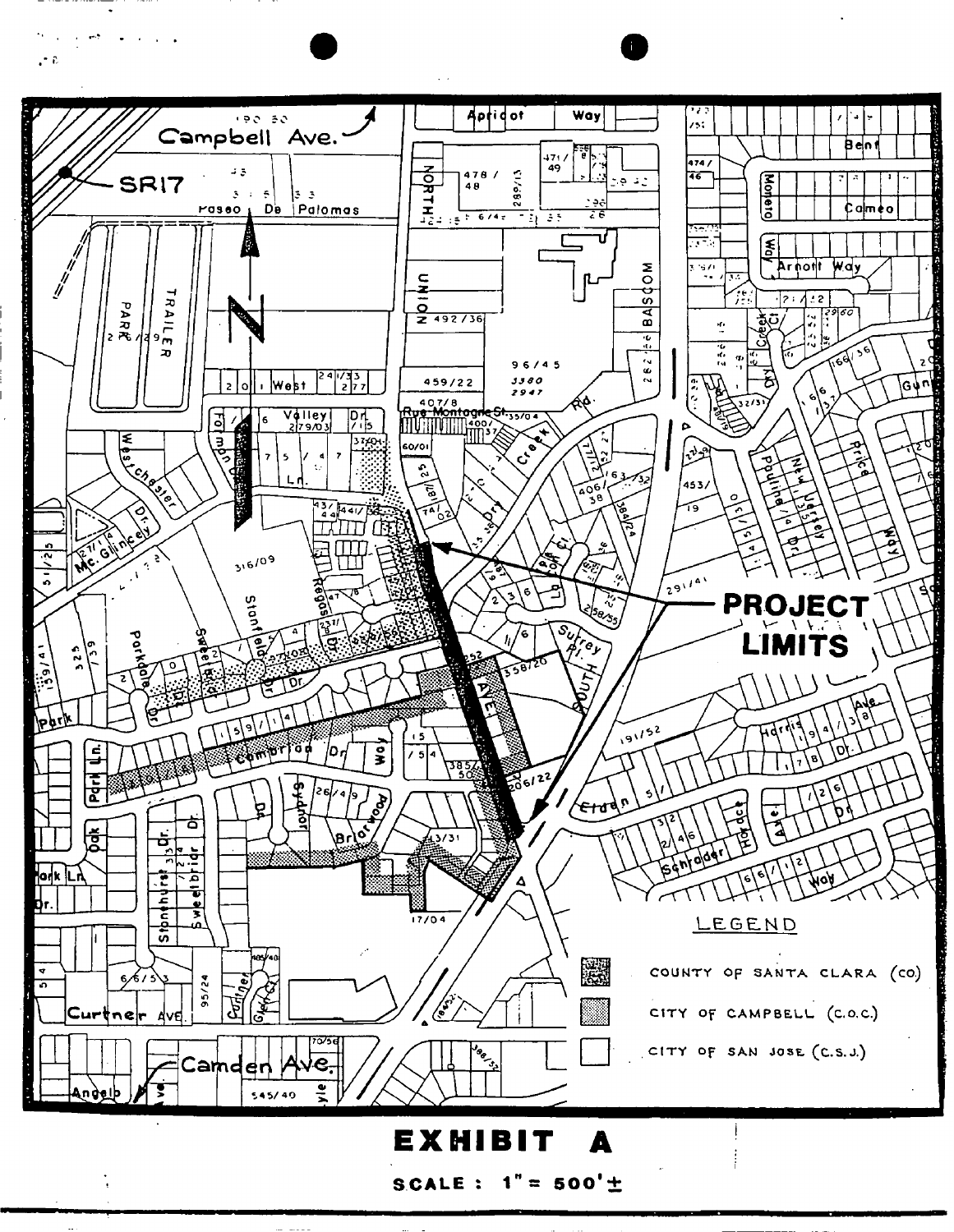Campbell Ave.

SR17

PROJECT LIMITS

LEGEND

| | |
|---|---|
| | COUNTY OF SANTA CLARA (CO) |
| | CITY OF CAMPBELL (C.O.C.) |
| | CITY OF SAN JOSE (C.S.J.) |

Camden Ave.

# EXHIBIT A

**SCALE : 1" = 500' ±**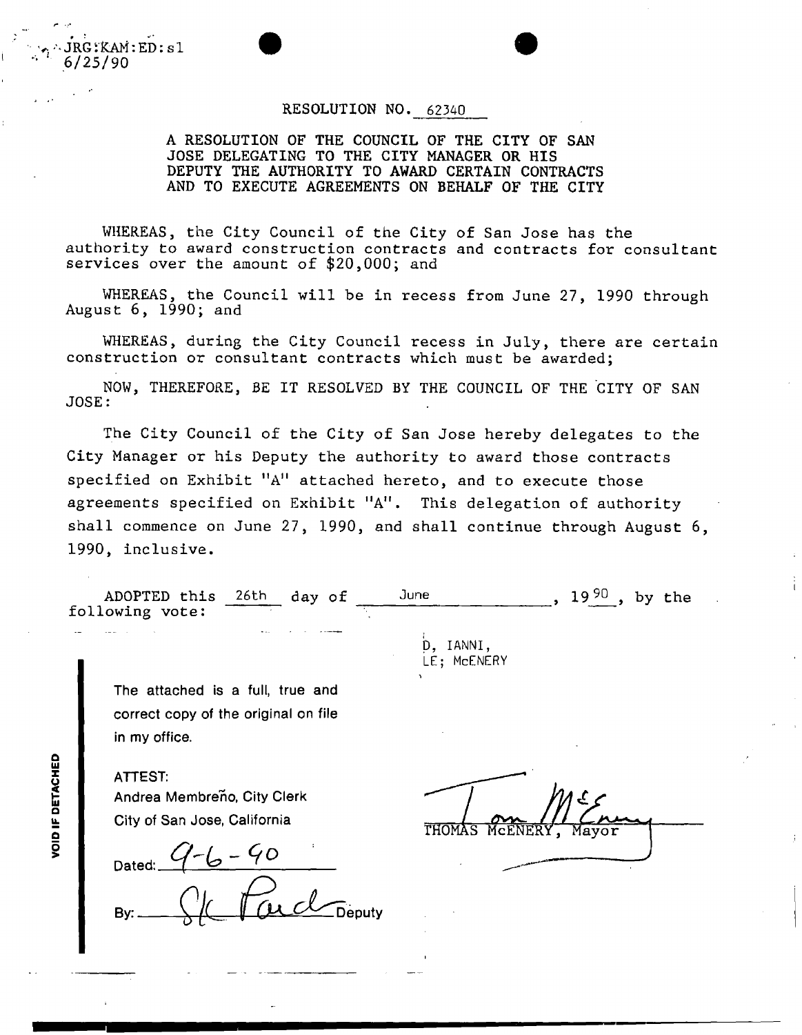JRG:KAM:ED:sl
6/25/90

RESOLUTION NO. 62340

A RESOLUTION OF THE COUNCIL OF THE CITY OF SAN JOSE DELEGATING TO THE CITY MANAGER OR HIS DEPUTY THE AUTHORITY TO AWARD CERTAIN CONTRACTS AND TO EXECUTE AGREEMENTS ON BEHALF OF THE CITY

WHEREAS, the City Council of the City of San Jose has the authority to award construction contracts and contracts for consultant services over the amount of $20,000; and

WHEREAS, the Council will be in recess from June 27, 1990 through August 6, 1990; and

WHEREAS, during the City Council recess in July, there are certain construction or consultant contracts which must be awarded;

NOW, THEREFORE, BE IT RESOLVED BY THE COUNCIL OF THE CITY OF SAN JOSE:

The City Council of the City of San Jose hereby delegates to the City Manager or his Deputy the authority to award those contracts specified on Exhibit "A" attached hereto, and to execute those agreements specified on Exhibit "A". This delegation of authority shall commence on June 27, 1990, and shall continue through August 6, 1990, inclusive.

ADOPTED this 26th day of June, 1990, by the following vote:

D, IANNI,
LE; McENERY

The attached is a full, true and correct copy of the original on file in my office.

ATTEST:
Andrea Membreño, City Clerk
City of San Jose, California

Dated: 9-6-90

By: _____ Deputy

THOMAS McENERY, Mayor

VOID IF DETACHED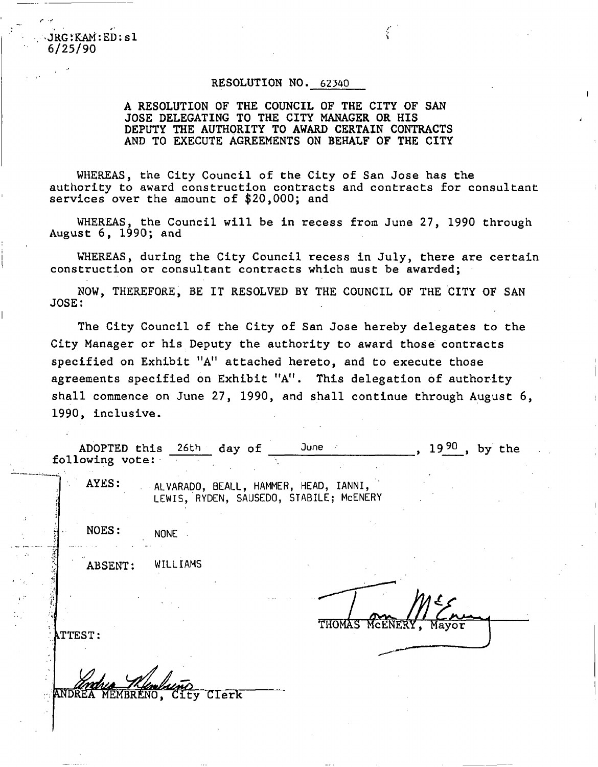JRG:KAM:ED:sl
6/25/90

# RESOLUTION NO. 62340

## A RESOLUTION OF THE COUNCIL OF THE CITY OF SAN JOSE DELEGATING TO THE CITY MANAGER OR HIS DEPUTY THE AUTHORITY TO AWARD CERTAIN CONTRACTS AND TO EXECUTE AGREEMENTS ON BEHALF OF THE CITY

WHEREAS, the City Council of the City of San Jose has the authority to award construction contracts and contracts for consultant services over the amount of $20,000; and

WHEREAS, the Council will be in recess from June 27, 1990 through August 6, 1990; and

WHEREAS, during the City Council recess in July, there are certain construction or consultant contracts which must be awarded;

NOW, THEREFORE, BE IT RESOLVED BY THE COUNCIL OF THE CITY OF SAN JOSE:

The City Council of the City of San Jose hereby delegates to the City Manager or his Deputy the authority to award those contracts specified on Exhibit "A" attached hereto, and to execute those agreements specified on Exhibit "A". This delegation of authority shall commence on June 27, 1990, and shall continue through August 6, 1990, inclusive.

ADOPTED this 26th day of June, 1990, by the following vote:

AYES: ALVARADO, BEALL, HAMMER, HEAD, IANNI, LEWIS, RYDEN, SAUSEDO, STABILE; McENERY

NOES: NONE

ABSENT: WILLIAMS

THOMAS McENERY, Mayor

ATTEST:

ANDREA MEMBRENO, City Clerk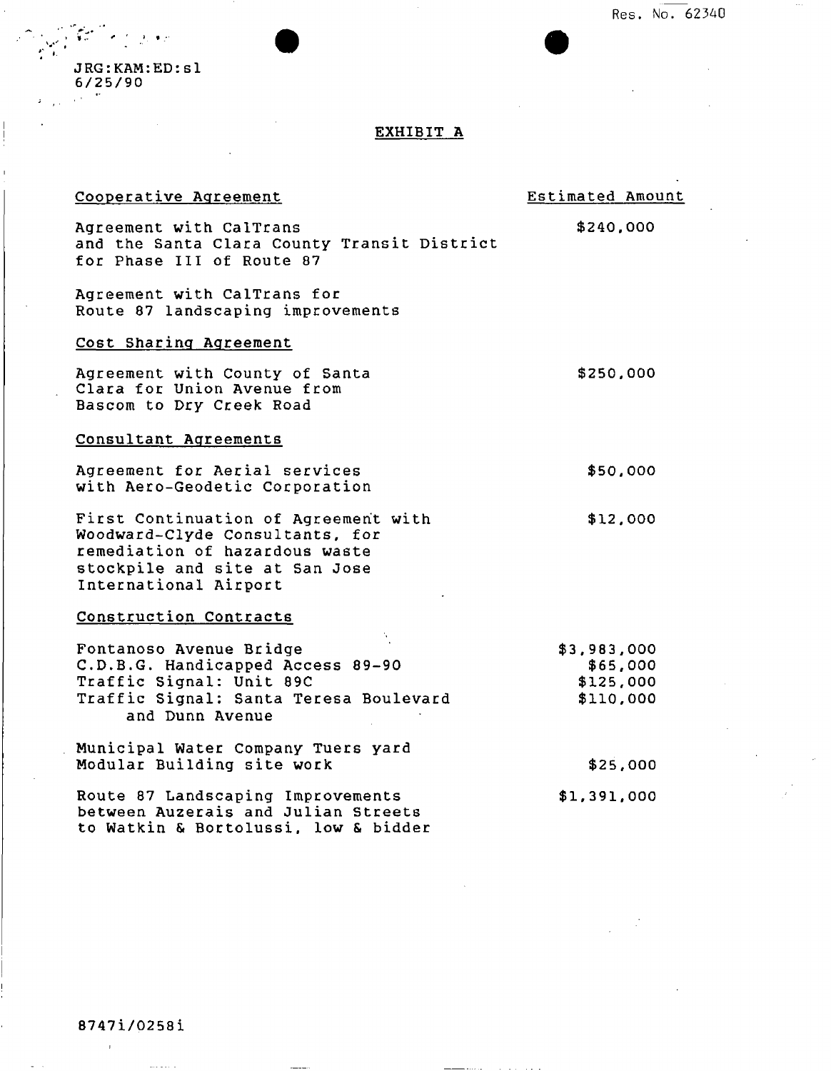Res. No. 62340

JRG:KAM:ED:sl
6/25/90

# EXHIBIT A

| Cooperative Agreement | Estimated Amount |
|---|---|
| Agreement with CalTrans and the Santa Clara County Transit District for Phase III of Route 87 | $240,000 |
| Agreement with CalTrans for Route 87 landscaping improvements | |
| **Cost Sharing Agreement** | |
| Agreement with County of Santa Clara for Union Avenue from Bascom to Dry Creek Road | $250,000 |
| **Consultant Agreements** | |
| Agreement for Aerial services with Aero-Geodetic Corporation | $50,000 |
| First Continuation of Agreement with Woodward-Clyde Consultants, for remediation of hazardous waste stockpile and site at San Jose International Airport | $12,000 |
| **Construction Contracts** | |
| Fontanoso Avenue Bridge | $3,983,000 |
| C.D.B.G. Handicapped Access 89-90 | $65,000 |
| Traffic Signal: Unit 89C | $125,000 |
| Traffic Signal: Santa Teresa Boulevard and Dunn Avenue | $110,000 |
| Municipal Water Company Tuers yard Modular Building site work | $25,000 |
| Route 87 Landscaping Improvements between Auzerais and Julian Streets to Watkin & Bortolussi, low & bidder | $1,391,000 |

8747i/0258i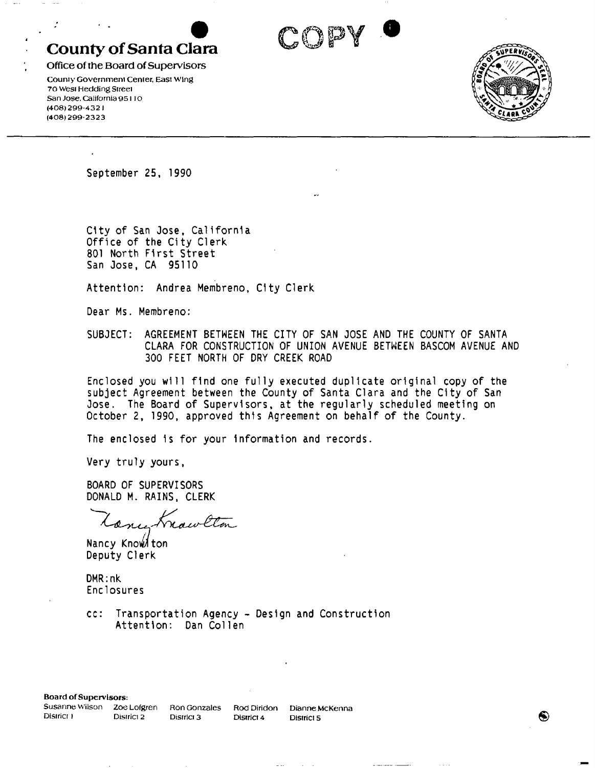# County of Santa Clara

Office of the Board of Supervisors

County Government Center, East Wing
70 West Hedding Street
San Jose, California 95110
(408) 299-4321
(408) 299-2323

COPY

September 25, 1990

City of San Jose, California
Office of the City Clerk
801 North First Street
San Jose, CA 95110

Attention: Andrea Membreno, City Clerk

Dear Ms. Membreno:

SUBJECT: AGREEMENT BETWEEN THE CITY OF SAN JOSE AND THE COUNTY OF SANTA CLARA FOR CONSTRUCTION OF UNION AVENUE BETWEEN BASCOM AVENUE AND 300 FEET NORTH OF DRY CREEK ROAD

Enclosed you will find one fully executed duplicate original copy of the subject Agreement between the County of Santa Clara and the City of San Jose. The Board of Supervisors, at the regularly scheduled meeting on October 2, 1990, approved this Agreement on behalf of the County.

The enclosed is for your information and records.

Very truly yours,

BOARD OF SUPERVISORS
DONALD M. RAINS, CLERK

Nancy Knowlton

Nancy Knowlton
Deputy Clerk

DMR:nk
Enclosures

cc: Transportation Agency - Design and Construction
Attention: Dan Collen

**Board of Supervisors:**

| Susanne Wilson | Zoe Lofgren | Ron Gonzales | Rod Diridon | Dianne McKenna |
|---|---|---|---|---|
| District 1 | District 2 | District 3 | District 4 | District 5 |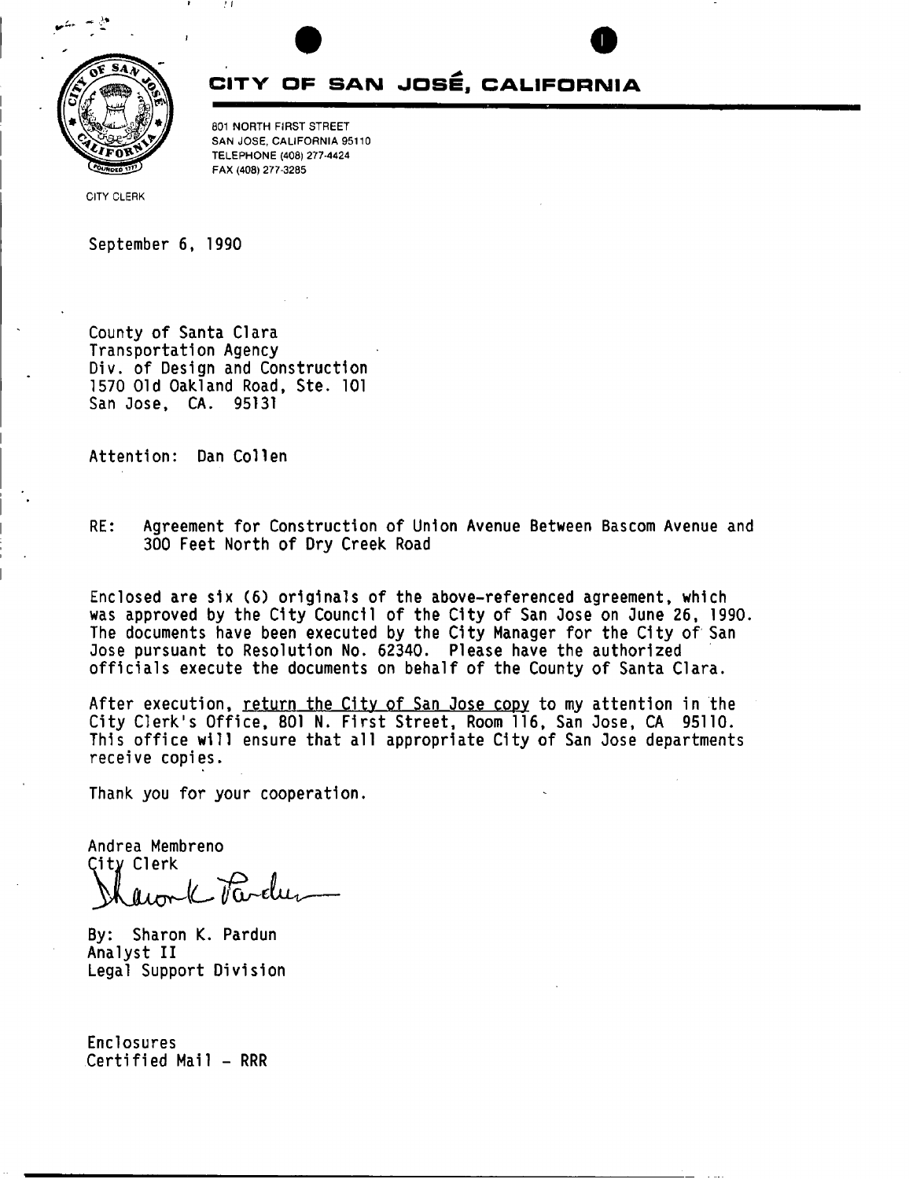# CITY OF SAN JOSÉ, CALIFORNIA

801 NORTH FIRST STREET
SAN JOSE, CALIFORNIA 95110
TELEPHONE (408) 277-4424
FAX (408) 277-3285

CITY CLERK

September 6, 1990

County of Santa Clara
Transportation Agency
Div. of Design and Construction
1570 Old Oakland Road, Ste. 101
San Jose, CA. 95131

Attention: Dan Collen

RE: Agreement for Construction of Union Avenue Between Bascom Avenue and 300 Feet North of Dry Creek Road

Enclosed are six (6) originals of the above-referenced agreement, which was approved by the City Council of the City of San Jose on June 26, 1990. The documents have been executed by the City Manager for the City of San Jose pursuant to Resolution No. 62340. Please have the authorized officials execute the documents on behalf of the County of Santa Clara.

After execution, return the City of San Jose copy to my attention in the City Clerk's Office, 801 N. First Street, Room 116, San Jose, CA 95110. This office will ensure that all appropriate City of San Jose departments receive copies.

Thank you for your cooperation.

Andrea Membreno
City Clerk

By: Sharon K. Pardun
Analyst II
Legal Support Division

Enclosures
Certified Mail - RRR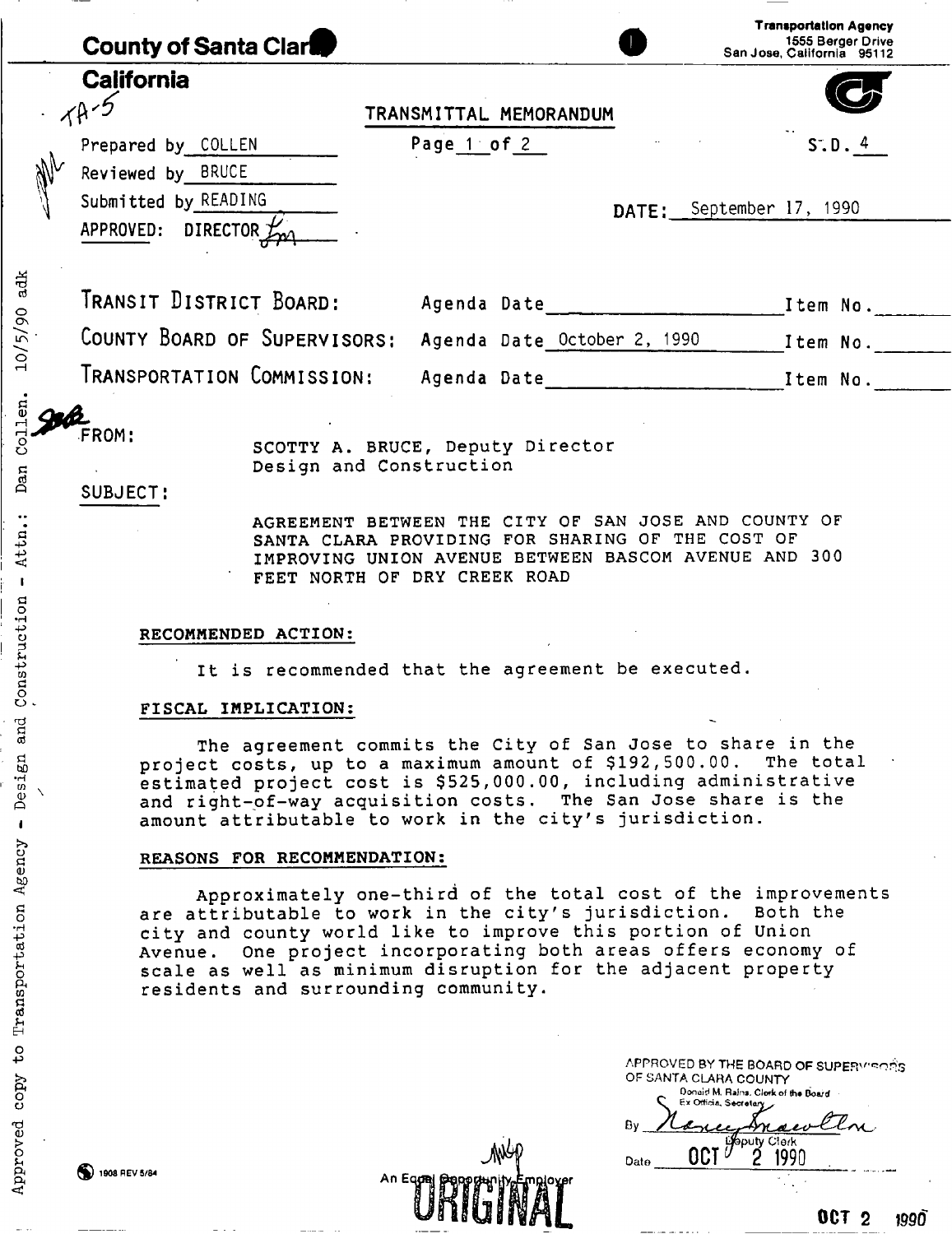**County of Santa Clara**

**California**

**Transportation Agency**
1555 Berger Drive
San Jose, California 95112

TA-5

TRANSMITTAL MEMORANDUM

Prepared by COLLEN

Reviewed by BRUCE

Submitted by READING

APPROVED: DIRECTOR

Page 1 of 2

S.D. 4

DATE: September 17, 1990

| | | |
|---|---|---|
| TRANSIT DISTRICT BOARD: | Agenda Date | Item No. |
| COUNTY BOARD OF SUPERVISORS: | Agenda Date October 2, 1990 | Item No. |
| TRANSPORTATION COMMISSION: | Agenda Date | Item No. |

FROM:

SCOTTY A. BRUCE, Deputy Director
Design and Construction

SUBJECT:

AGREEMENT BETWEEN THE CITY OF SAN JOSE AND COUNTY OF SANTA CLARA PROVIDING FOR SHARING OF THE COST OF IMPROVING UNION AVENUE BETWEEN BASCOM AVENUE AND 300 FEET NORTH OF DRY CREEK ROAD

**RECOMMENDED ACTION:**

It is recommended that the agreement be executed.

**FISCAL IMPLICATION:**

The agreement commits the City of San Jose to share in the project costs, up to a maximum amount of $192,500.00. The total estimated project cost is $525,000.00, including administrative and right-of-way acquisition costs. The San Jose share is the amount attributable to work in the city's jurisdiction.

**REASONS FOR RECOMMENDATION:**

Approximately one-third of the total cost of the improvements are attributable to work in the city's jurisdiction. Both the city and county world like to improve this portion of Union Avenue. One project incorporating both areas offers economy of scale as well as minimum disruption for the adjacent property residents and surrounding community.

APPROVED BY THE BOARD OF SUPERVISORS OF SANTA CLARA COUNTY
Donald M. Rains, Clerk of the Board
Ex Officio, Secretary
By [signature] Deputy Clerk
Date OCT 2 1990

Approved copy to Transportation Agency - Design and Construction - Attn.: Dan Collen. 10/5/90 adk

1908 REV 5/84

An Equal Opportunity Employer

ORIGINAL

OCT 2 1990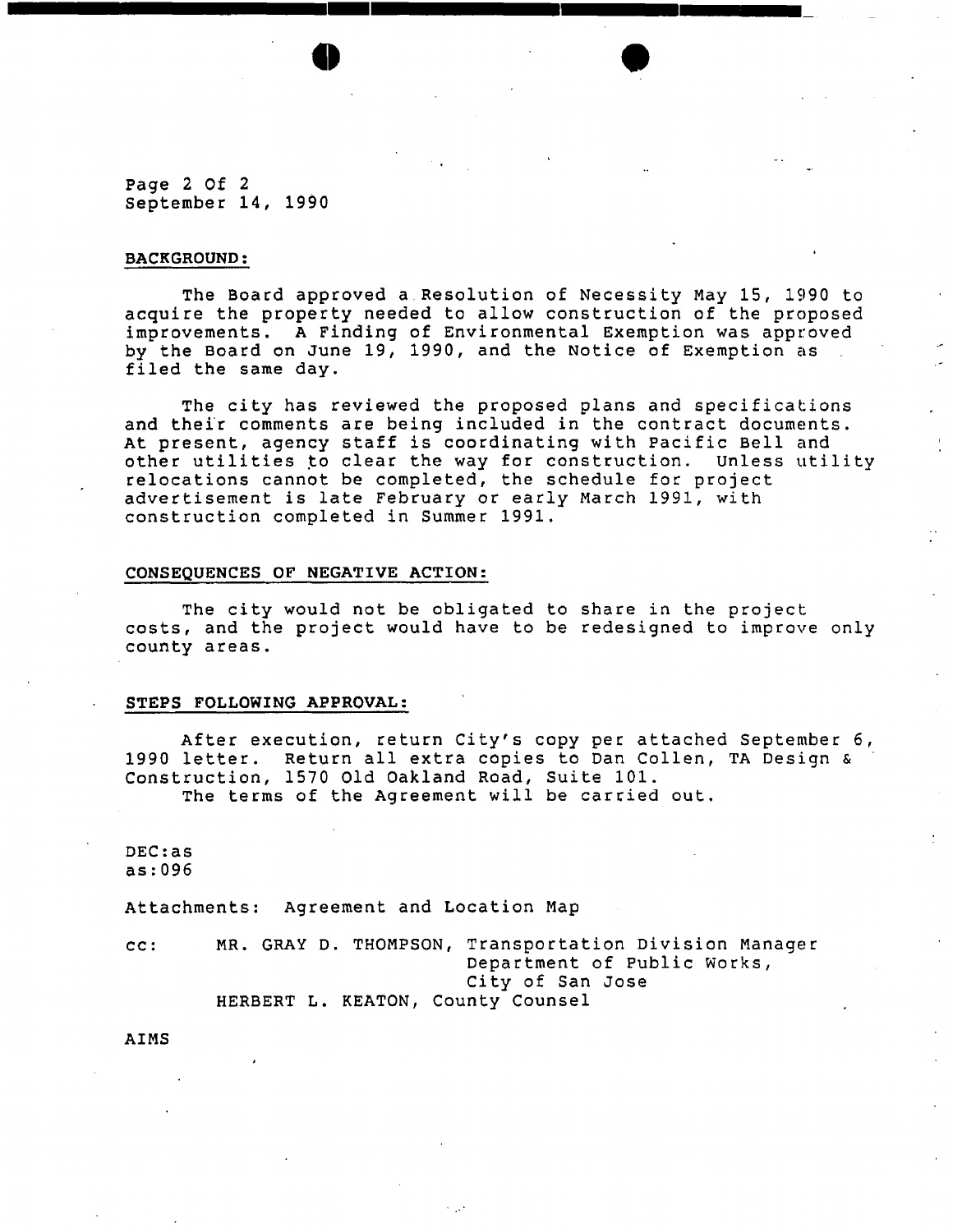Page 2 Of 2
September 14, 1990

**BACKGROUND:**

The Board approved a Resolution of Necessity May 15, 1990 to acquire the property needed to allow construction of the proposed improvements. A Finding of Environmental Exemption was approved by the Board on June 19, 1990, and the Notice of Exemption as filed the same day.

The city has reviewed the proposed plans and specifications and their comments are being included in the contract documents. At present, agency staff is coordinating with Pacific Bell and other utilities to clear the way for construction. Unless utility relocations cannot be completed, the schedule for project advertisement is late February or early March 1991, with construction completed in Summer 1991.

**CONSEQUENCES OF NEGATIVE ACTION:**

The city would not be obligated to share in the project costs, and the project would have to be redesigned to improve only county areas.

**STEPS FOLLOWING APPROVAL:**

After execution, return City's copy per attached September 6, 1990 letter. Return all extra copies to Dan Collen, TA Design & Construction, 1570 Old Oakland Road, Suite 101.
The terms of the Agreement will be carried out.

DEC:as
as:096

Attachments: Agreement and Location Map

cc: MR. GRAY D. THOMPSON, Transportation Division Manager
Department of Public Works,
City of San Jose
HERBERT L. KEATON, County Counsel

AIMS